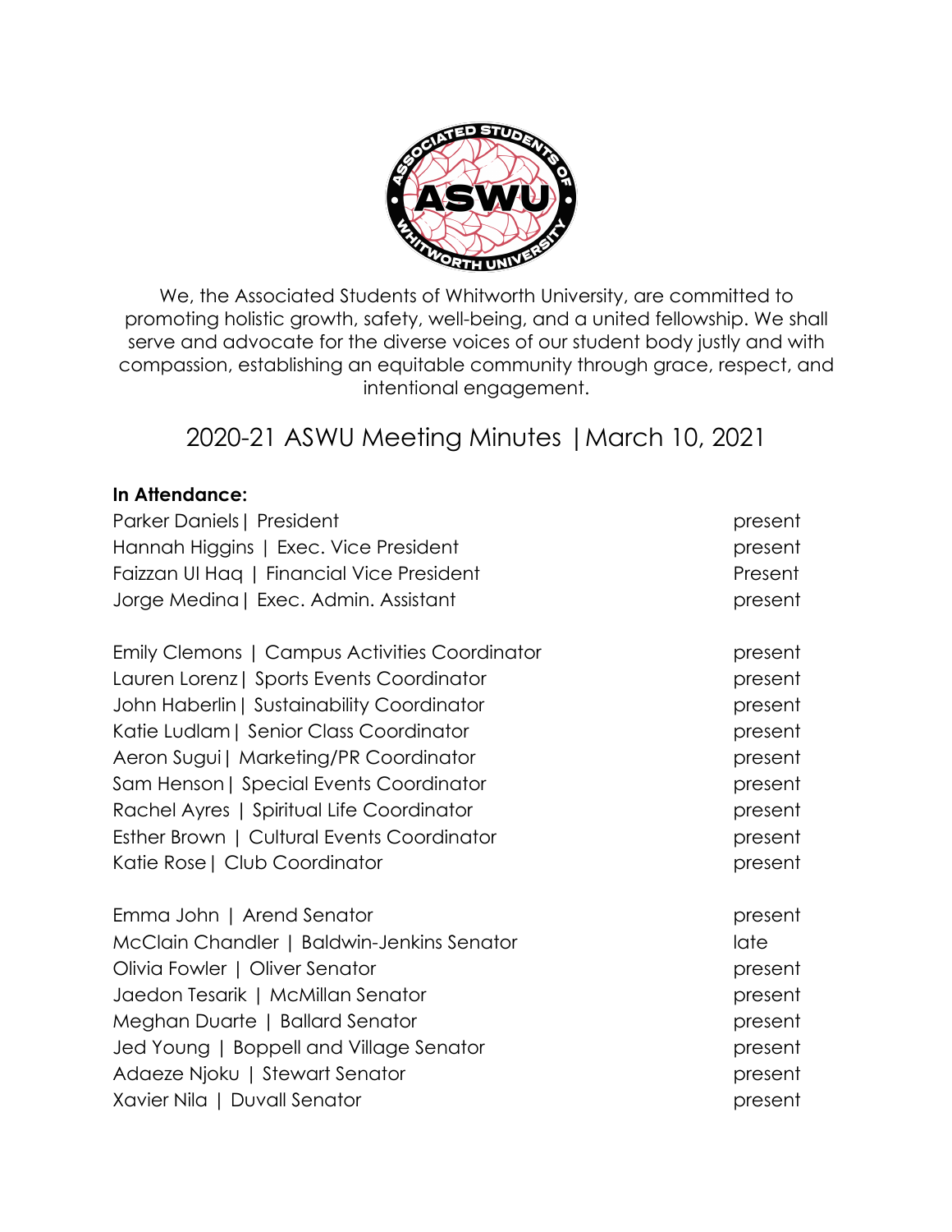We, the Associated Students of Whitworth University, are committed to promoting holistic growth, safety, well-being, and a united fellowship. We shall serve and advocate for the diverse voices of our student body justly and with compassion, establishing an equitable community through grace, respect, and intentional engagement.

# 2020-21 ASWU Meeting Minutes | March 10, 2021

**In Attendance:**

| Name | Status |
|---|---|
| Parker Daniels \| President | present |
| Hannah Higgins \| Exec. Vice President | present |
| Faizzan Ul Haq \| Financial Vice President | Present |
| Jorge Medina \| Exec. Admin. Assistant | present |
| | |
| Emily Clemons \| Campus Activities Coordinator | present |
| Lauren Lorenz \| Sports Events Coordinator | present |
| John Haberlin \| Sustainability Coordinator | present |
| Katie Ludlam \| Senior Class Coordinator | present |
| Aeron Sugui \| Marketing/PR Coordinator | present |
| Sam Henson \| Special Events Coordinator | present |
| Rachel Ayres \| Spiritual Life Coordinator | present |
| Esther Brown \| Cultural Events Coordinator | present |
| Katie Rose \| Club Coordinator | present |
| | |
| Emma John \| Arend Senator | present |
| McClain Chandler \| Baldwin-Jenkins Senator | late |
| Olivia Fowler \| Oliver Senator | present |
| Jaedon Tesarik \| McMillan Senator | present |
| Meghan Duarte \| Ballard Senator | present |
| Jed Young \| Boppell and Village Senator | present |
| Adaeze Njoku \| Stewart Senator | present |
| Xavier Nila \| Duvall Senator | present |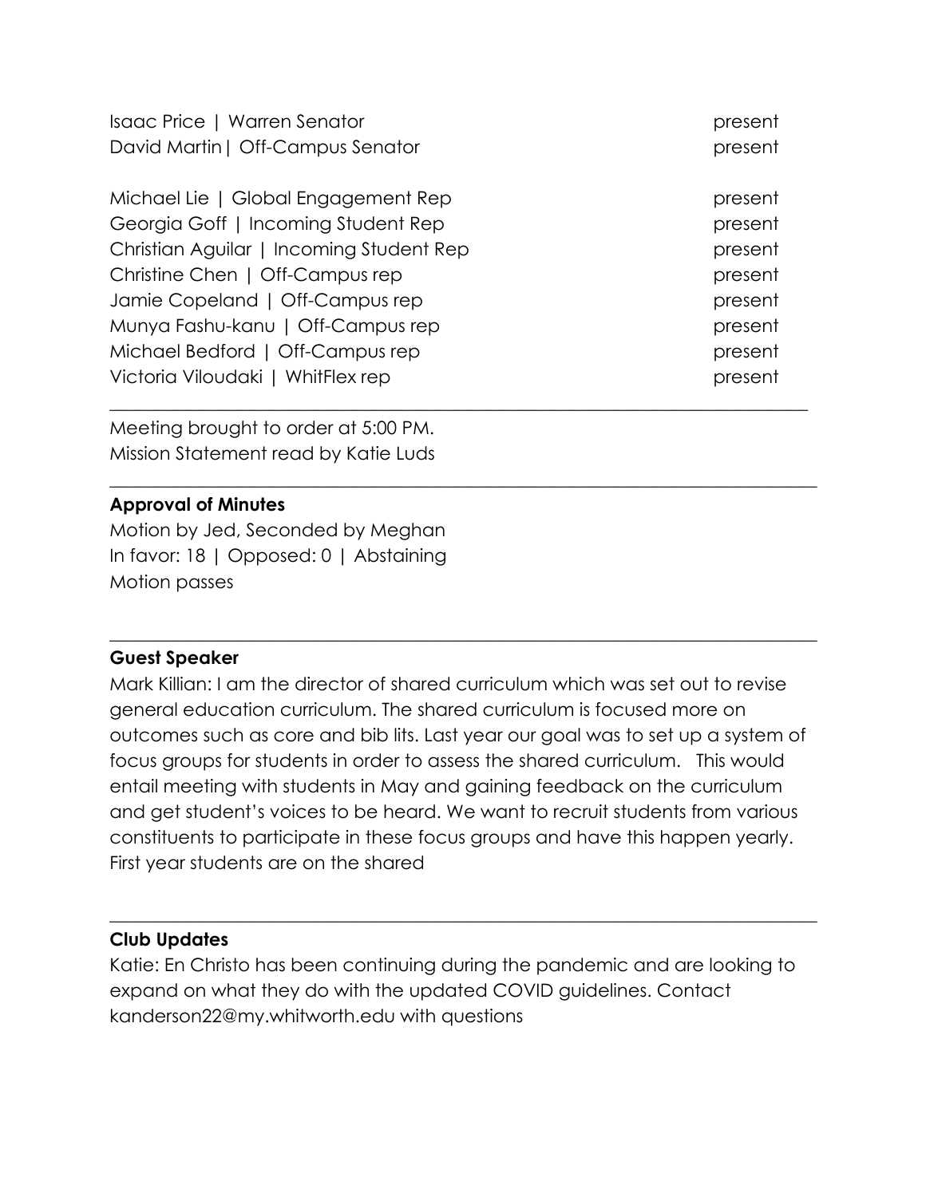| | |
|---|---|
| Isaac Price \| Warren Senator | present |
| David Martin\| Off-Campus Senator | present |
| | |
| Michael Lie \| Global Engagement Rep | present |
| Georgia Goff \| Incoming Student Rep | present |
| Christian Aguilar \| Incoming Student Rep | present |
| Christine Chen \| Off-Campus rep | present |
| Jamie Copeland \| Off-Campus rep | present |
| Munya Fashu-kanu \| Off-Campus rep | present |
| Michael Bedford \| Off-Campus rep | present |
| Victoria Viloudaki \| WhitFlex rep | present |

---

Meeting brought to order at 5:00 PM.
Mission Statement read by Katie Luds

---

**Approval of Minutes**

Motion by Jed, Seconded by Meghan
In favor: 18 | Opposed: 0 | Abstaining
Motion passes

---

**Guest Speaker**

Mark Killian: I am the director of shared curriculum which was set out to revise general education curriculum. The shared curriculum is focused more on outcomes such as core and bib lits. Last year our goal was to set up a system of focus groups for students in order to assess the shared curriculum. This would entail meeting with students in May and gaining feedback on the curriculum and get student's voices to be heard. We want to recruit students from various constituents to participate in these focus groups and have this happen yearly. First year students are on the shared

---

**Club Updates**

Katie: En Christo has been continuing during the pandemic and are looking to expand on what they do with the updated COVID guidelines. Contact kanderson22@my.whitworth.edu with questions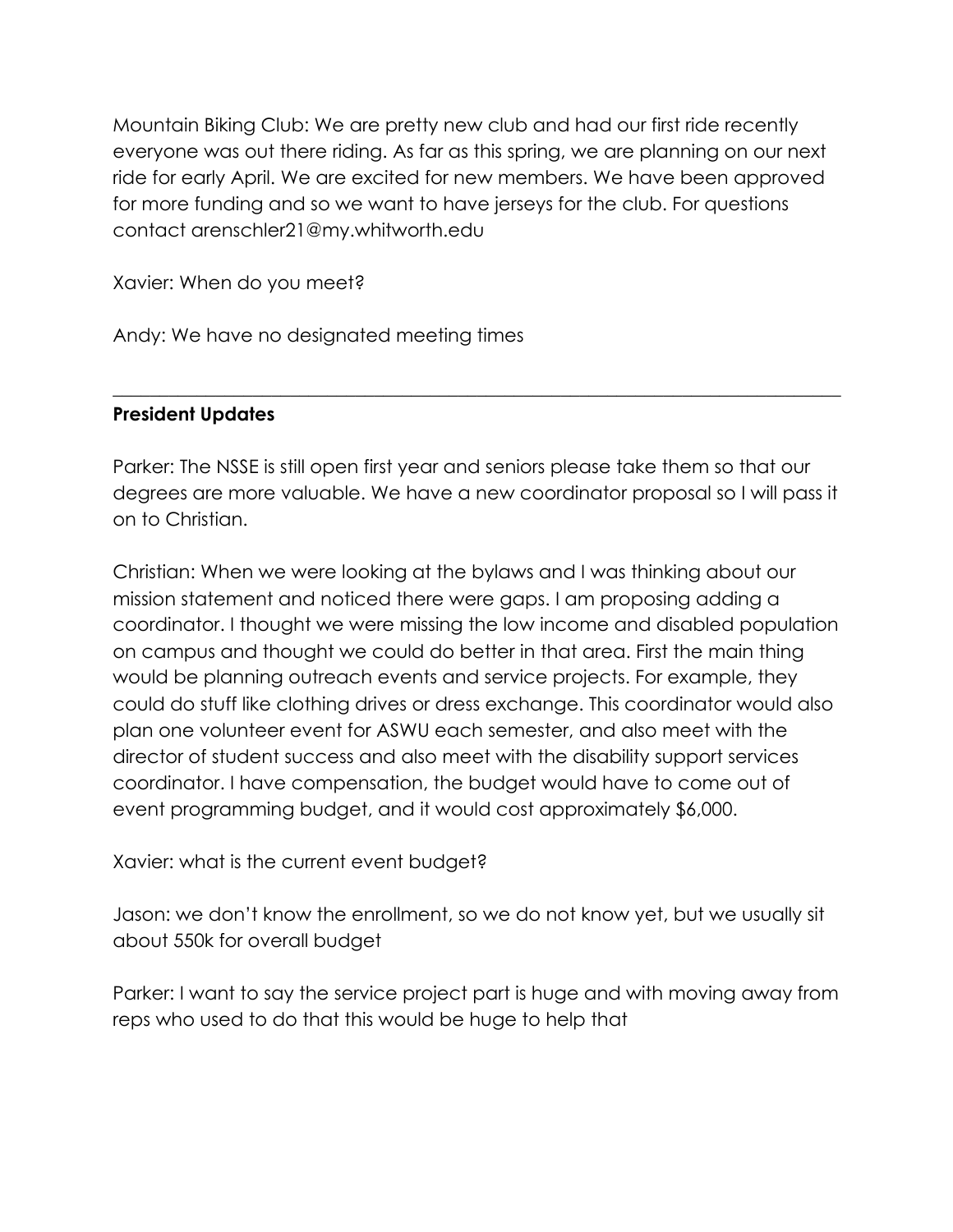Mountain Biking Club: We are pretty new club and had our first ride recently everyone was out there riding. As far as this spring, we are planning on our next ride for early April. We are excited for new members. We have been approved for more funding and so we want to have jerseys for the club. For questions contact arenschler21@my.whitworth.edu

Xavier: When do you meet?

Andy: We have no designated meeting times

---

**President Updates**

Parker: The NSSE is still open first year and seniors please take them so that our degrees are more valuable. We have a new coordinator proposal so I will pass it on to Christian.

Christian: When we were looking at the bylaws and I was thinking about our mission statement and noticed there were gaps. I am proposing adding a coordinator. I thought we were missing the low income and disabled population on campus and thought we could do better in that area. First the main thing would be planning outreach events and service projects. For example, they could do stuff like clothing drives or dress exchange. This coordinator would also plan one volunteer event for ASWU each semester, and also meet with the director of student success and also meet with the disability support services coordinator. I have compensation, the budget would have to come out of event programming budget, and it would cost approximately $6,000.

Xavier: what is the current event budget?

Jason: we don't know the enrollment, so we do not know yet, but we usually sit about 550k for overall budget

Parker: I want to say the service project part is huge and with moving away from reps who used to do that this would be huge to help that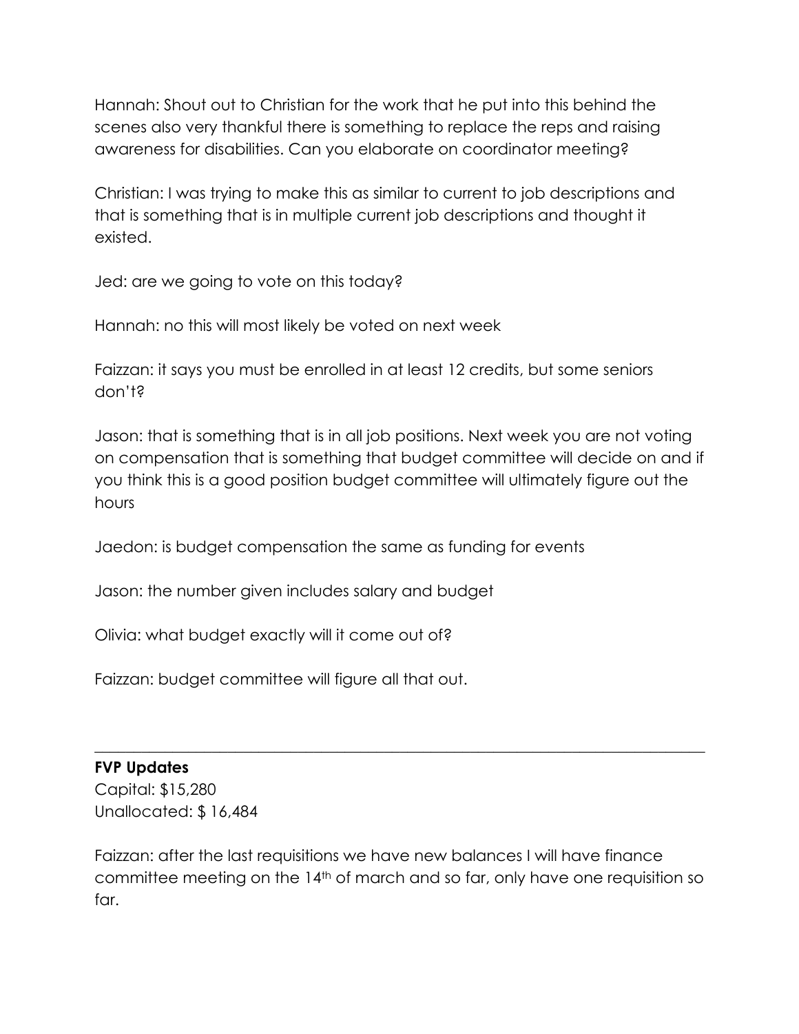Hannah: Shout out to Christian for the work that he put into this behind the scenes also very thankful there is something to replace the reps and raising awareness for disabilities. Can you elaborate on coordinator meeting?

Christian: I was trying to make this as similar to current to job descriptions and that is something that is in multiple current job descriptions and thought it existed.

Jed: are we going to vote on this today?

Hannah: no this will most likely be voted on next week

Faizzan: it says you must be enrolled in at least 12 credits, but some seniors don't?

Jason: that is something that is in all job positions. Next week you are not voting on compensation that is something that budget committee will decide on and if you think this is a good position budget committee will ultimately figure out the hours

Jaedon: is budget compensation the same as funding for events

Jason: the number given includes salary and budget

Olivia: what budget exactly will it come out of?

Faizzan: budget committee will figure all that out.

---

**FVP Updates**
Capital: $15,280
Unallocated: $ 16,484

Faizzan: after the last requisitions we have new balances I will have finance committee meeting on the 14th of march and so far, only have one requisition so far.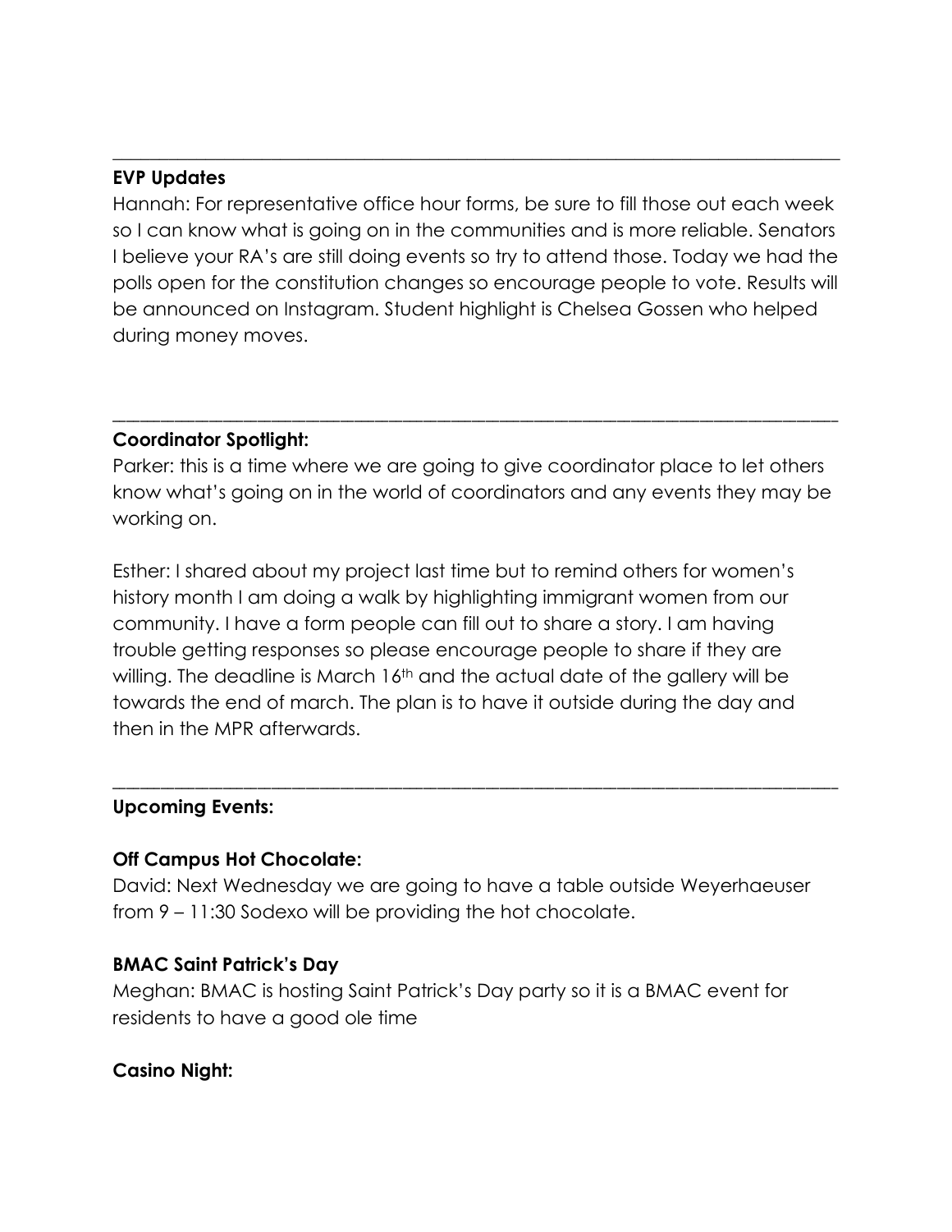---

**EVP Updates**

Hannah: For representative office hour forms, be sure to fill those out each week so I can know what is going on in the communities and is more reliable. Senators I believe your RA's are still doing events so try to attend those. Today we had the polls open for the constitution changes so encourage people to vote. Results will be announced on Instagram. Student highlight is Chelsea Gossen who helped during money moves.

---

**Coordinator Spotlight:**

Parker: this is a time where we are going to give coordinator place to let others know what's going on in the world of coordinators and any events they may be working on.

Esther: I shared about my project last time but to remind others for women's history month I am doing a walk by highlighting immigrant women from our community. I have a form people can fill out to share a story. I am having trouble getting responses so please encourage people to share if they are willing. The deadline is March 16th and the actual date of the gallery will be towards the end of march. The plan is to have it outside during the day and then in the MPR afterwards.

---

**Upcoming Events:**

**Off Campus Hot Chocolate:**

David: Next Wednesday we are going to have a table outside Weyerhaeuser from 9 – 11:30 Sodexo will be providing the hot chocolate.

**BMAC Saint Patrick's Day**

Meghan: BMAC is hosting Saint Patrick's Day party so it is a BMAC event for residents to have a good ole time

**Casino Night:**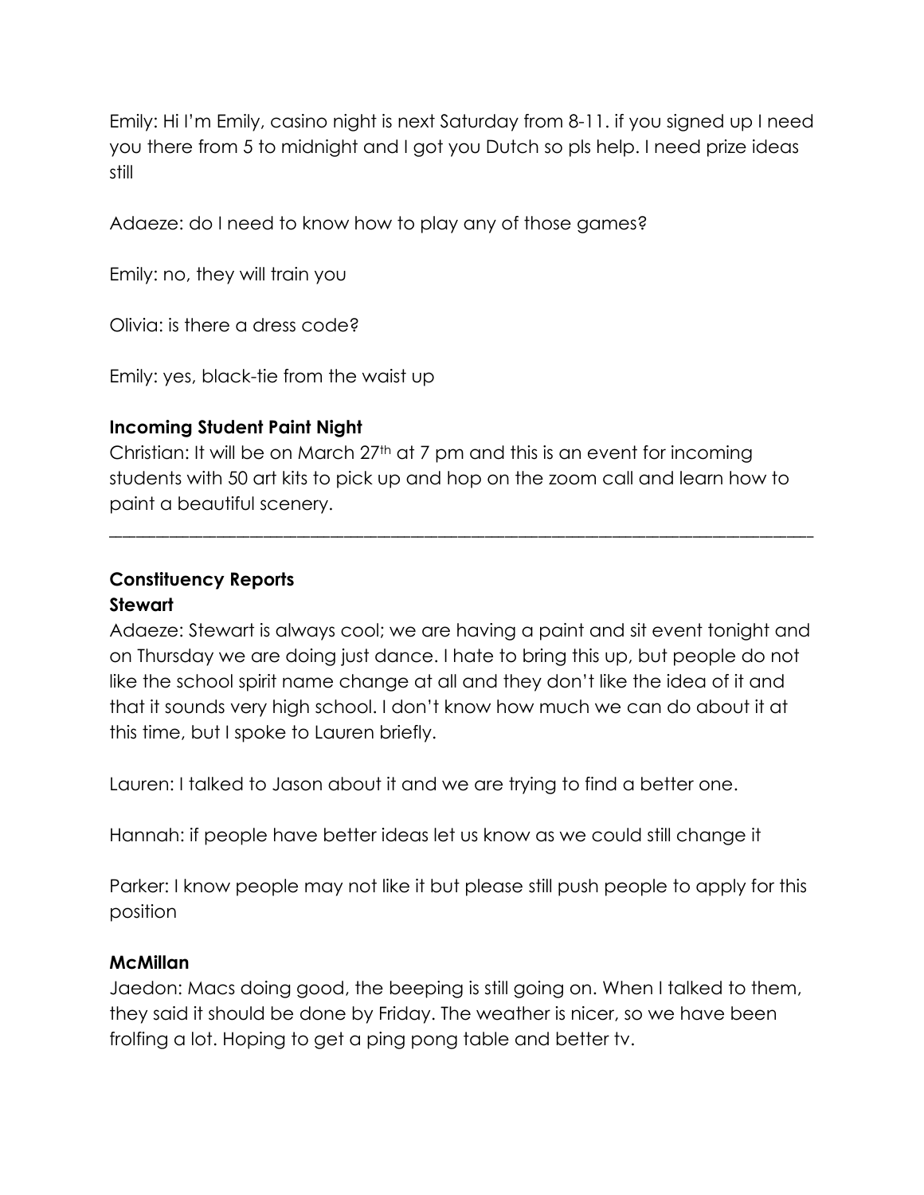Emily: Hi I'm Emily, casino night is next Saturday from 8-11. if you signed up I need you there from 5 to midnight and I got you Dutch so pls help. I need prize ideas still

Adaeze: do I need to know how to play any of those games?

Emily: no, they will train you

Olivia: is there a dress code?

Emily: yes, black-tie from the waist up

**Incoming Student Paint Night**

Christian: It will be on March 27th at 7 pm and this is an event for incoming students with 50 art kits to pick up and hop on the zoom call and learn how to paint a beautiful scenery.

---

**Constituency Reports**

**Stewart**

Adaeze: Stewart is always cool; we are having a paint and sit event tonight and on Thursday we are doing just dance. I hate to bring this up, but people do not like the school spirit name change at all and they don't like the idea of it and that it sounds very high school. I don't know how much we can do about it at this time, but I spoke to Lauren briefly.

Lauren: I talked to Jason about it and we are trying to find a better one.

Hannah: if people have better ideas let us know as we could still change it

Parker: I know people may not like it but please still push people to apply for this position

**McMillan**

Jaedon: Macs doing good, the beeping is still going on. When I talked to them, they said it should be done by Friday. The weather is nicer, so we have been frolfing a lot. Hoping to get a ping pong table and better tv.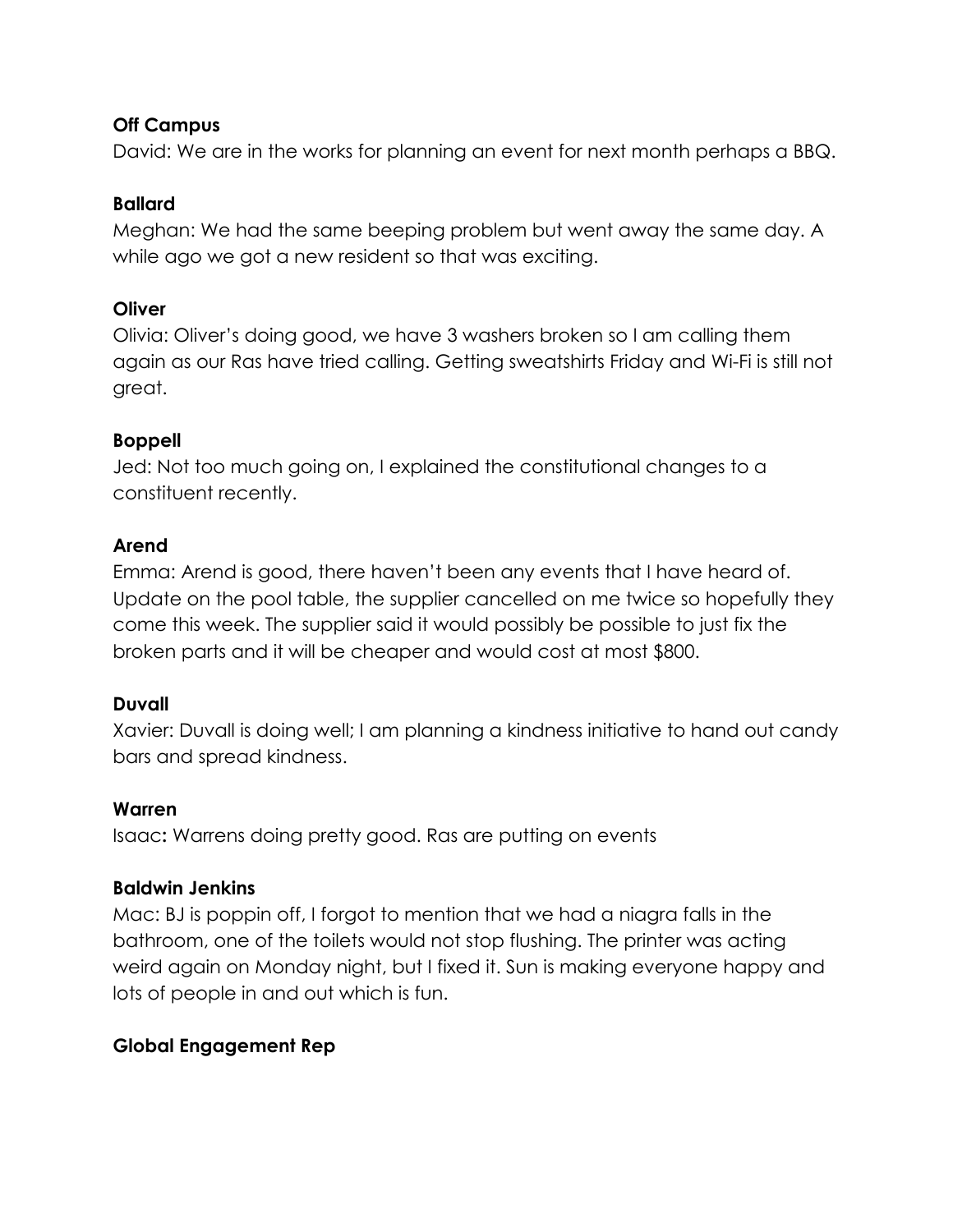**Off Campus**

David: We are in the works for planning an event for next month perhaps a BBQ.

**Ballard**

Meghan: We had the same beeping problem but went away the same day. A while ago we got a new resident so that was exciting.

**Oliver**

Olivia: Oliver's doing good, we have 3 washers broken so I am calling them again as our Ras have tried calling. Getting sweatshirts Friday and Wi-Fi is still not great.

**Boppell**

Jed: Not too much going on, I explained the constitutional changes to a constituent recently.

**Arend**

Emma: Arend is good, there haven't been any events that I have heard of. Update on the pool table, the supplier cancelled on me twice so hopefully they come this week. The supplier said it would possibly be possible to just fix the broken parts and it will be cheaper and would cost at most $800.

**Duvall**

Xavier: Duvall is doing well; I am planning a kindness initiative to hand out candy bars and spread kindness.

**Warren**

Isaac**:** Warrens doing pretty good. Ras are putting on events

**Baldwin Jenkins**

Mac: BJ is poppin off, I forgot to mention that we had a niagra falls in the bathroom, one of the toilets would not stop flushing. The printer was acting weird again on Monday night, but I fixed it. Sun is making everyone happy and lots of people in and out which is fun.

**Global Engagement Rep**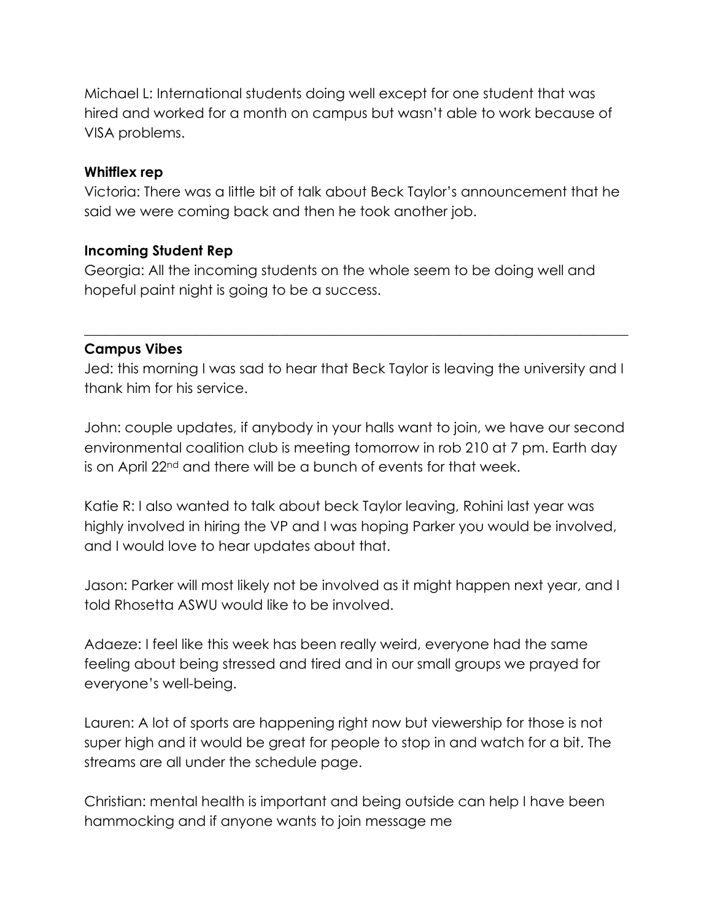Michael L: International students doing well except for one student that was hired and worked for a month on campus but wasn't able to work because of VISA problems.

**Whitflex rep**

Victoria: There was a little bit of talk about Beck Taylor's announcement that he said we were coming back and then he took another job.

**Incoming Student Rep**

Georgia: All the incoming students on the whole seem to be doing well and hopeful paint night is going to be a success.

---

**Campus Vibes**

Jed: this morning I was sad to hear that Beck Taylor is leaving the university and I thank him for his service.

John: couple updates, if anybody in your halls want to join, we have our second environmental coalition club is meeting tomorrow in rob 210 at 7 pm. Earth day is on April 22nd and there will be a bunch of events for that week.

Katie R: I also wanted to talk about beck Taylor leaving, Rohini last year was highly involved in hiring the VP and I was hoping Parker you would be involved, and I would love to hear updates about that.

Jason: Parker will most likely not be involved as it might happen next year, and I told Rhosetta ASWU would like to be involved.

Adaeze: I feel like this week has been really weird, everyone had the same feeling about being stressed and tired and in our small groups we prayed for everyone's well-being.

Lauren: A lot of sports are happening right now but viewership for those is not super high and it would be great for people to stop in and watch for a bit. The streams are all under the schedule page.

Christian: mental health is important and being outside can help I have been hammocking and if anyone wants to join message me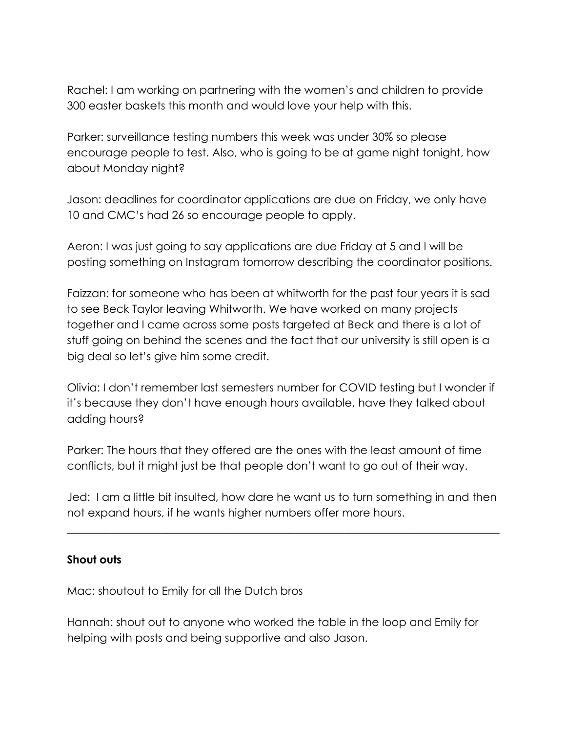Rachel: I am working on partnering with the women's and children to provide 300 easter baskets this month and would love your help with this.

Parker: surveillance testing numbers this week was under 30% so please encourage people to test. Also, who is going to be at game night tonight, how about Monday night?

Jason: deadlines for coordinator applications are due on Friday, we only have 10 and CMC's had 26 so encourage people to apply.

Aeron: I was just going to say applications are due Friday at 5 and I will be posting something on Instagram tomorrow describing the coordinator positions.

Faizzan: for someone who has been at whitworth for the past four years it is sad to see Beck Taylor leaving Whitworth. We have worked on many projects together and I came across some posts targeted at Beck and there is a lot of stuff going on behind the scenes and the fact that our university is still open is a big deal so let's give him some credit.

Olivia: I don't remember last semesters number for COVID testing but I wonder if it's because they don't have enough hours available, have they talked about adding hours?

Parker: The hours that they offered are the ones with the least amount of time conflicts, but it might just be that people don't want to go out of their way.

Jed: I am a little bit insulted, how dare he want us to turn something in and then not expand hours, if he wants higher numbers offer more hours.

---

**Shout outs**

Mac: shoutout to Emily for all the Dutch bros

Hannah: shout out to anyone who worked the table in the loop and Emily for helping with posts and being supportive and also Jason.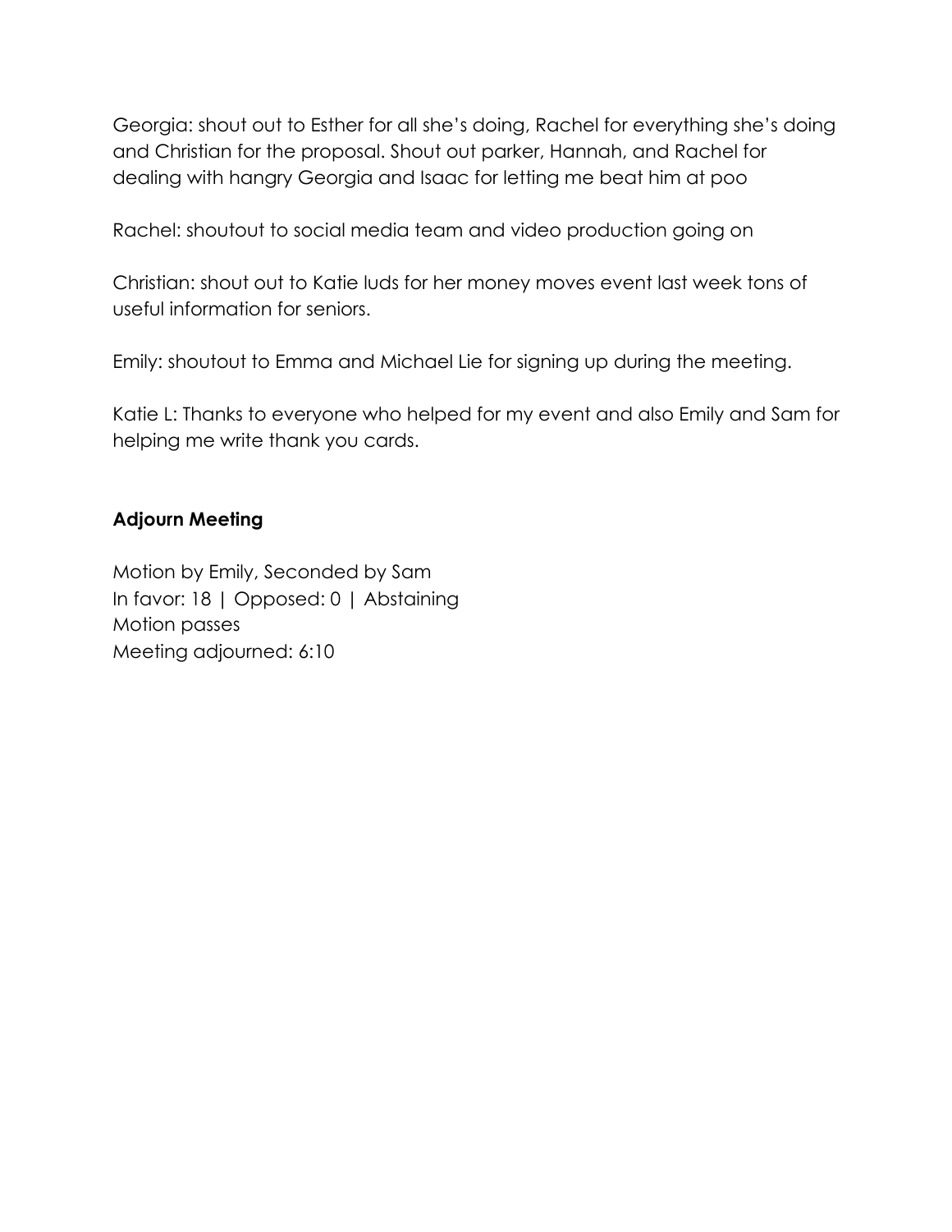Georgia: shout out to Esther for all she's doing, Rachel for everything she's doing and Christian for the proposal. Shout out parker, Hannah, and Rachel for dealing with hangry Georgia and Isaac for letting me beat him at poo

Rachel: shoutout to social media team and video production going on

Christian: shout out to Katie luds for her money moves event last week tons of useful information for seniors.

Emily: shoutout to Emma and Michael Lie for signing up during the meeting.

Katie L: Thanks to everyone who helped for my event and also Emily and Sam for helping me write thank you cards.

**Adjourn Meeting**

Motion by Emily, Seconded by Sam
In favor: 18 | Opposed: 0 | Abstaining
Motion passes
Meeting adjourned: 6:10